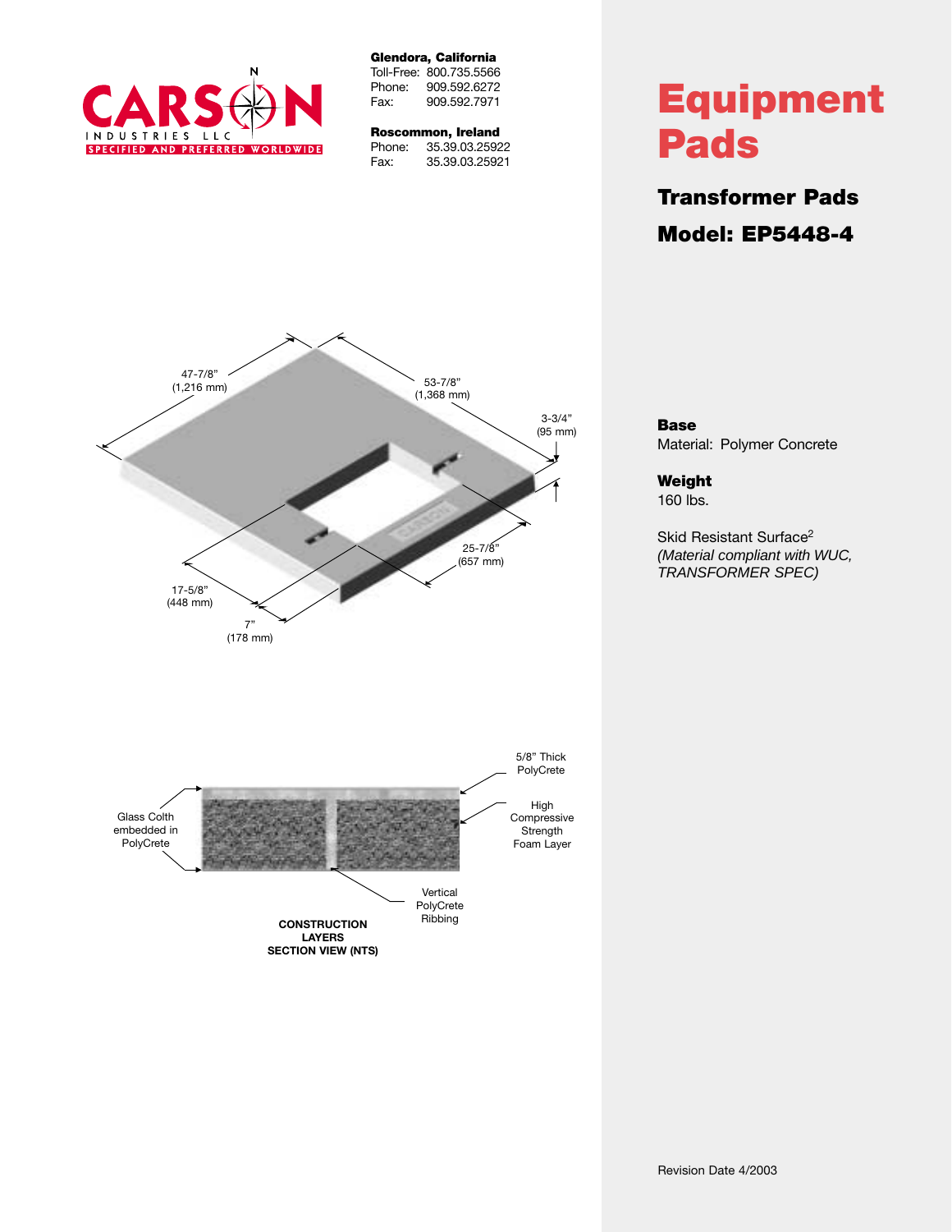CARSON INDUSTRIES LLC
SPECIFIED AND PREFERRED WORLDWIDE

**Glendora, California**
Toll-Free: 800.735.5566
Phone: 909.592.6272
Fax: 909.592.7971

**Roscommon, Ireland**
Phone: 35.39.03.25922
Fax: 35.39.03.25921

# Equipment Pads

## Transformer Pads

## Model: EP5448-4

47-7/8" (1,216 mm)
53-7/8" (1,368 mm)
3-3/4" (95 mm)
25-7/8" (657 mm)
17-5/8" (448 mm)
7" (178 mm)

5/8" Thick PolyCrete
High Compressive Strength Foam Layer
Glass Colth embedded in PolyCrete
Vertical PolyCrete Ribbing

**CONSTRUCTION LAYERS SECTION VIEW (NTS)**

**Base**
Material: Polymer Concrete

**Weight**
160 lbs.

Skid Resistant Surface[2]
*(Material compliant with WUC, TRANSFORMER SPEC)*

Revision Date 4/2003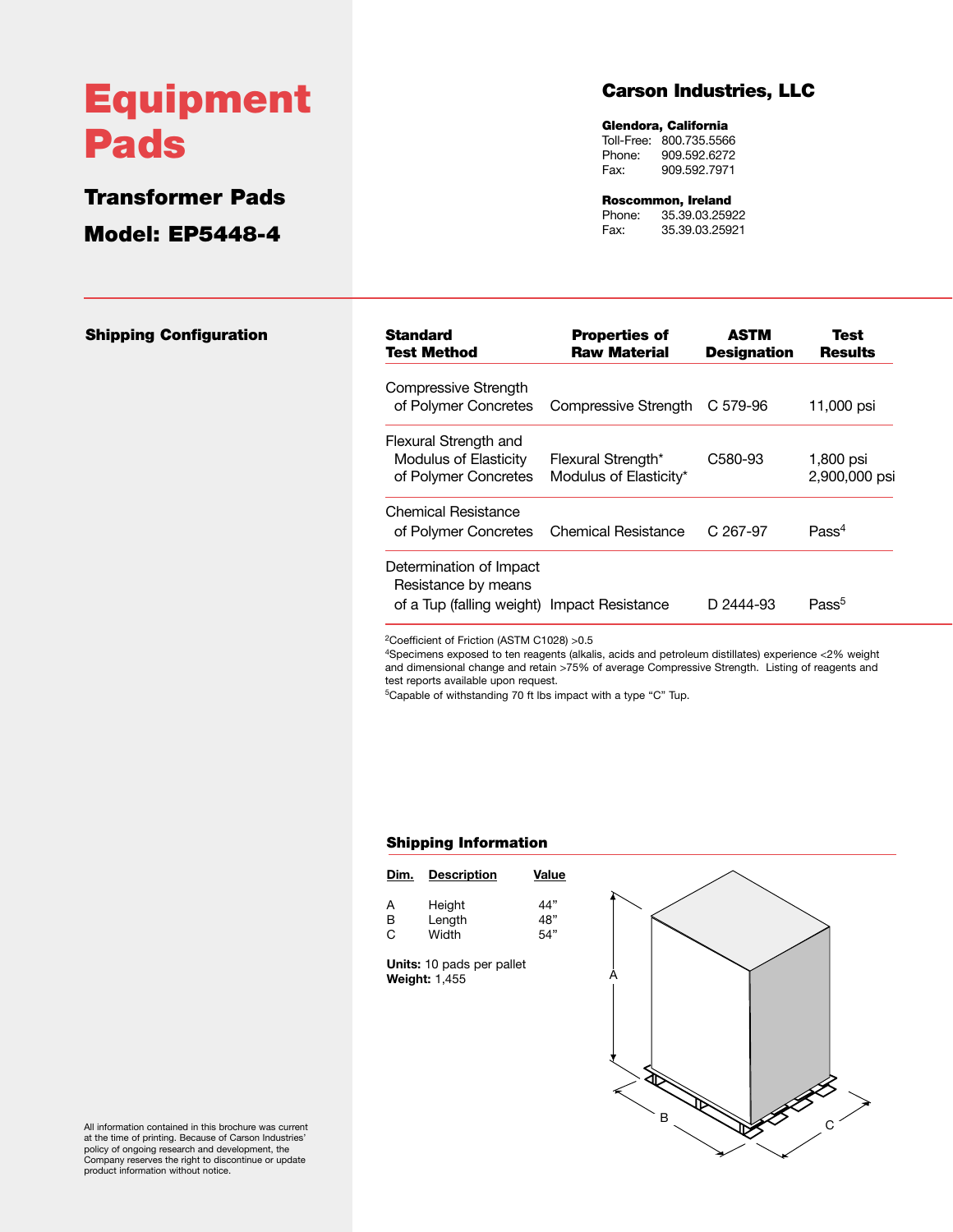# Equipment Pads

## Transformer Pads

## Model: EP5448-4

## Carson Industries, LLC

**Glendora, California**
Toll-Free: 800.735.5566
Phone: 909.592.6272
Fax: 909.592.7971

**Roscommon, Ireland**
Phone: 35.39.03.25922
Fax: 35.39.03.25921

### Shipping Configuration

| Standard Test Method | Properties of Raw Material | ASTM Designation | Test Results |
| --- | --- | --- | --- |
| Compressive Strength of Polymer Concretes | Compressive Strength | C 579-96 | 11,000 psi |
| Flexural Strength and Modulus of Elasticity of Polymer Concretes | Flexural Strength* Modulus of Elasticity* | C580-93 | 1,800 psi 2,900,000 psi |
| Chemical Resistance of Polymer Concretes | Chemical Resistance | C 267-97 | Pass[4] |
| Determination of Impact Resistance by means of a Tup (falling weight) | Impact Resistance | D 2444-93 | Pass[5] |

[2]Coefficient of Friction (ASTM C1028) >0.5
[4]Specimens exposed to ten reagents (alkalis, acids and petroleum distillates) experience <2% weight and dimensional change and retain >75% of average Compressive Strength. Listing of reagents and test reports available upon request.
[5]Capable of withstanding 70 ft lbs impact with a type "C" Tup.

### Shipping Information

| Dim. | Description | Value |
| --- | --- | --- |
| A | Height | 44" |
| B | Length | 48" |
| C | Width | 54" |

**Units:** 10 pads per pallet
**Weight:** 1,455

A
B
C

All information contained in this brochure was current at the time of printing. Because of Carson Industries' policy of ongoing research and development, the Company reserves the right to discontinue or update product information without notice.